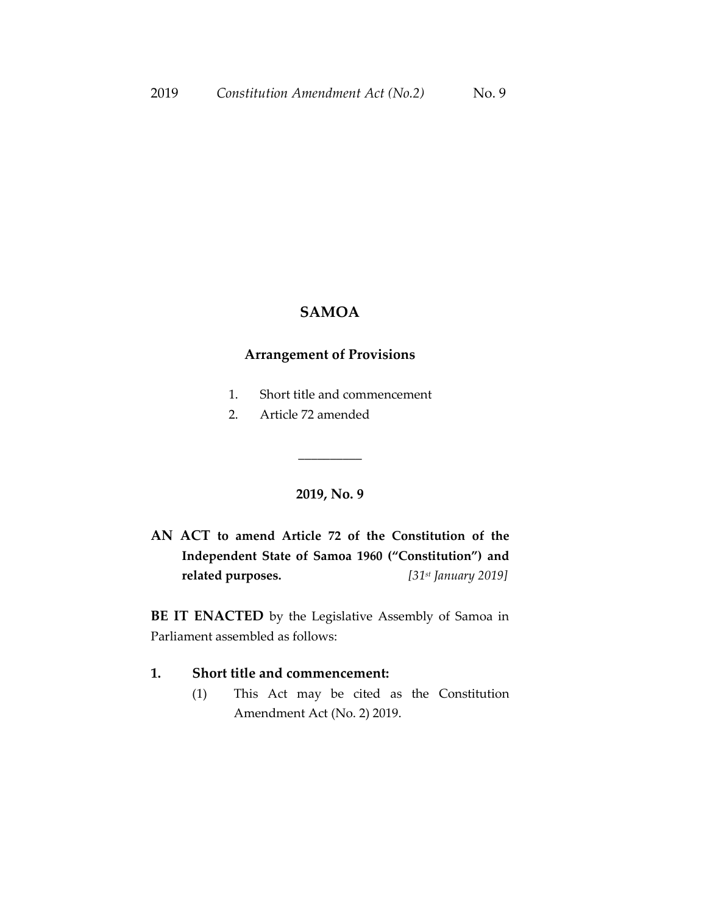# SAMOA

## Arrangement of Provisions

1. Short title and commencement
2. Article 72 amended

---

**2019, No. 9**

**AN ACT to amend Article 72 of the Constitution of the Independent State of Samoa 1960 ("Constitution") and related purposes.** *[31st January 2019]*

**BE IT ENACTED** by the Legislative Assembly of Samoa in Parliament assembled as follows:

**1. Short title and commencement:**

(1) This Act may be cited as the Constitution Amendment Act (No. 2) 2019.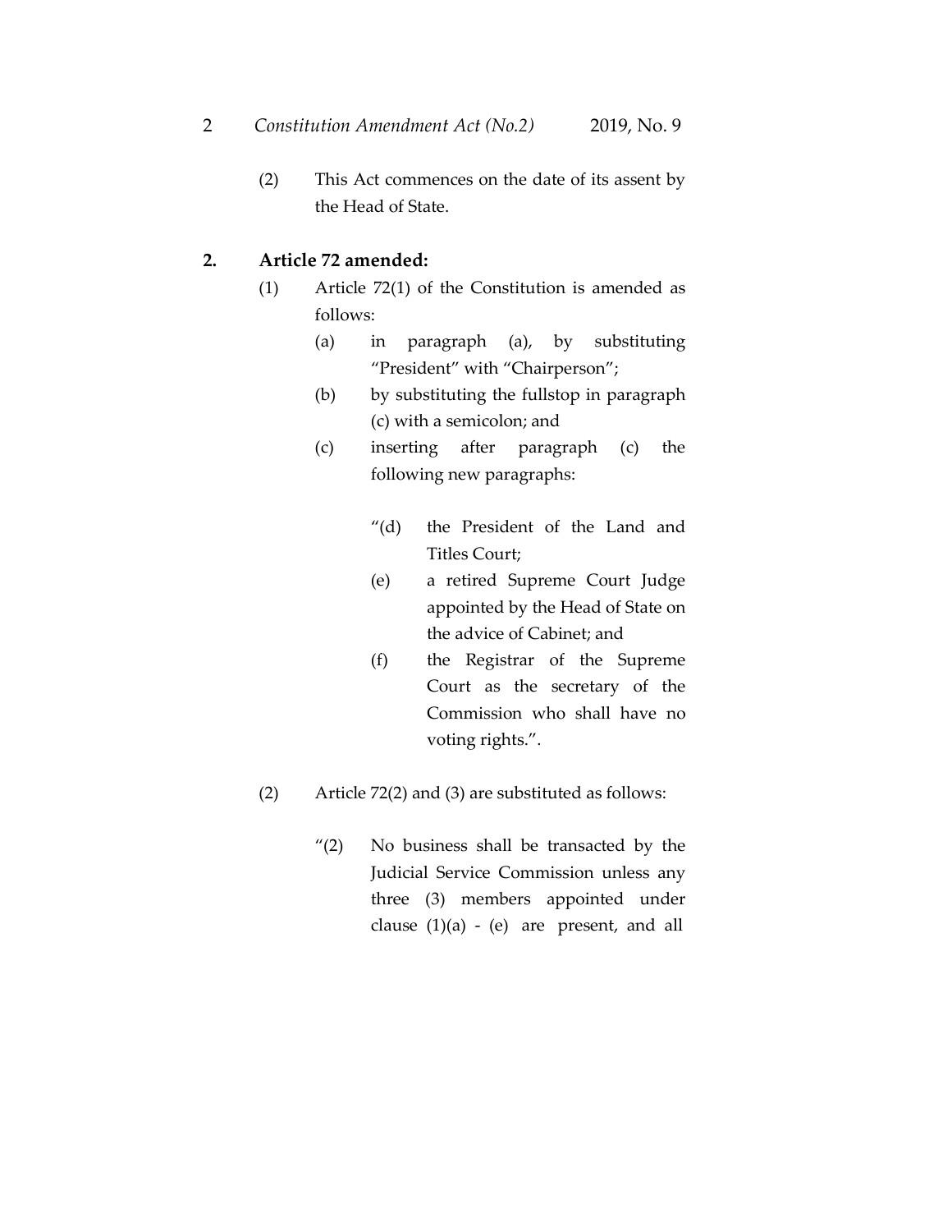(2) This Act commences on the date of its assent by the Head of State.

**2. Article 72 amended:**

(1) Article 72(1) of the Constitution is amended as follows:

(a) in paragraph (a), by substituting "President" with "Chairperson";

(b) by substituting the fullstop in paragraph (c) with a semicolon; and

(c) inserting after paragraph (c) the following new paragraphs:

"(d) the President of the Land and Titles Court;

(e) a retired Supreme Court Judge appointed by the Head of State on the advice of Cabinet; and

(f) the Registrar of the Supreme Court as the secretary of the Commission who shall have no voting rights.".

(2) Article 72(2) and (3) are substituted as follows:

"(2) No business shall be transacted by the Judicial Service Commission unless any three (3) members appointed under clause (1)(a) - (e) are present, and all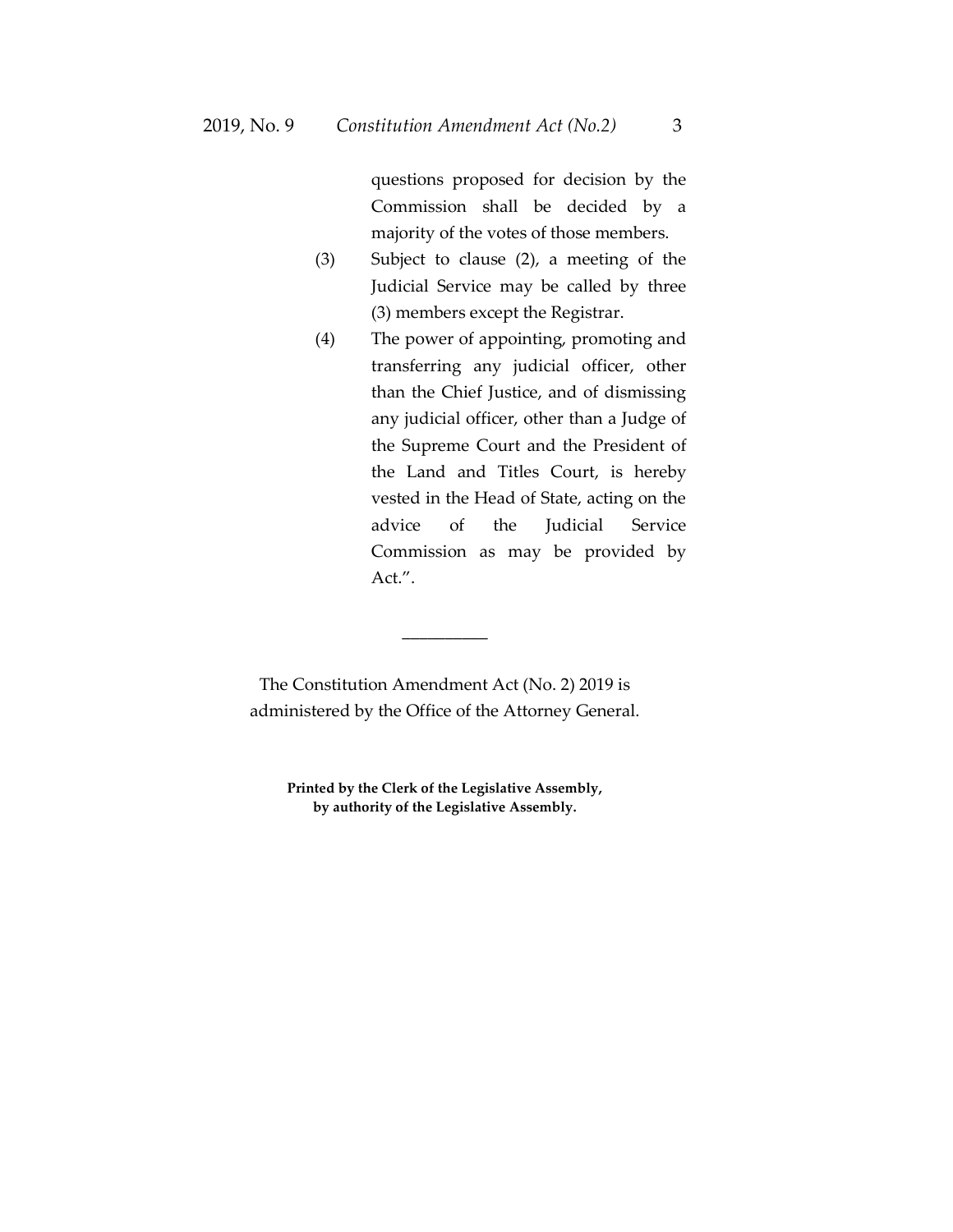questions proposed for decision by the Commission shall be decided by a majority of the votes of those members.

(3) Subject to clause (2), a meeting of the Judicial Service may be called by three (3) members except the Registrar.

(4) The power of appointing, promoting and transferring any judicial officer, other than the Chief Justice, and of dismissing any judicial officer, other than a Judge of the Supreme Court and the President of the Land and Titles Court, is hereby vested in the Head of State, acting on the advice of the Judicial Service Commission as may be provided by Act.".

---

The Constitution Amendment Act (No. 2) 2019 is administered by the Office of the Attorney General.

**Printed by the Clerk of the Legislative Assembly, by authority of the Legislative Assembly.**